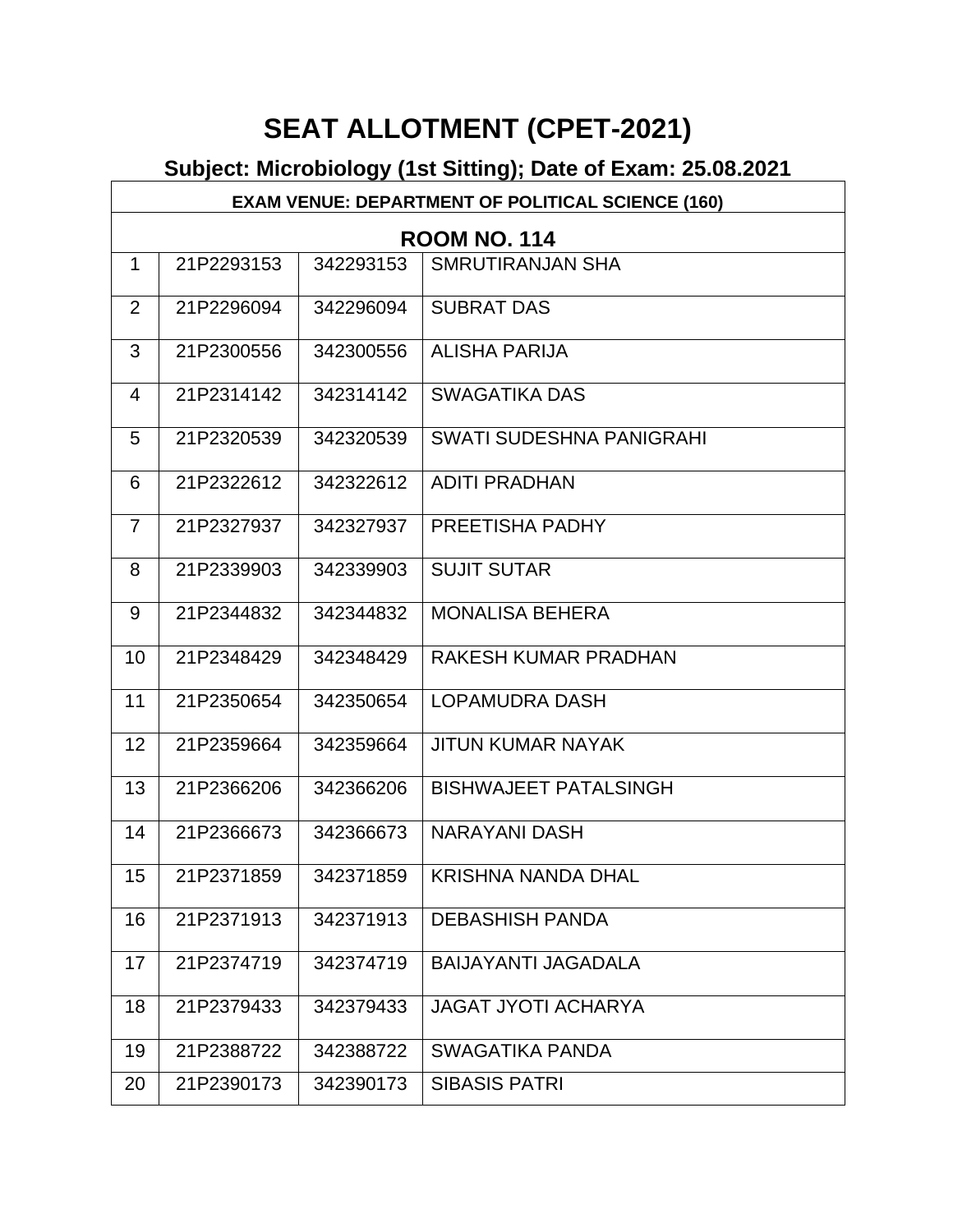# SEAT ALLOTMENT (CPET-2021)

## Subject: Microbiology (1st Sitting); Date of Exam: 25.08.2021

| EXAM VENUE: DEPARTMENT OF POLITICAL SCIENCE (160) | | | |
|---|---|---|---|
| **ROOM NO. 114** | | | |
| 1 | 21P2293153 | 342293153 | SMRUTIRANJAN SHA |
| 2 | 21P2296094 | 342296094 | SUBRAT DAS |
| 3 | 21P2300556 | 342300556 | ALISHA PARIJA |
| 4 | 21P2314142 | 342314142 | SWAGATIKA DAS |
| 5 | 21P2320539 | 342320539 | SWATI SUDESHNA PANIGRAHI |
| 6 | 21P2322612 | 342322612 | ADITI PRADHAN |
| 7 | 21P2327937 | 342327937 | PREETISHA PADHY |
| 8 | 21P2339903 | 342339903 | SUJIT SUTAR |
| 9 | 21P2344832 | 342344832 | MONALISA BEHERA |
| 10 | 21P2348429 | 342348429 | RAKESH KUMAR PRADHAN |
| 11 | 21P2350654 | 342350654 | LOPAMUDRA DASH |
| 12 | 21P2359664 | 342359664 | JITUN KUMAR NAYAK |
| 13 | 21P2366206 | 342366206 | BISHWAJEET PATALSINGH |
| 14 | 21P2366673 | 342366673 | NARAYANI DASH |
| 15 | 21P2371859 | 342371859 | KRISHNA NANDA DHAL |
| 16 | 21P2371913 | 342371913 | DEBASHISH PANDA |
| 17 | 21P2374719 | 342374719 | BAIJAYANTI JAGADALA |
| 18 | 21P2379433 | 342379433 | JAGAT JYOTI ACHARYA |
| 19 | 21P2388722 | 342388722 | SWAGATIKA PANDA |
| 20 | 21P2390173 | 342390173 | SIBASIS PATRI |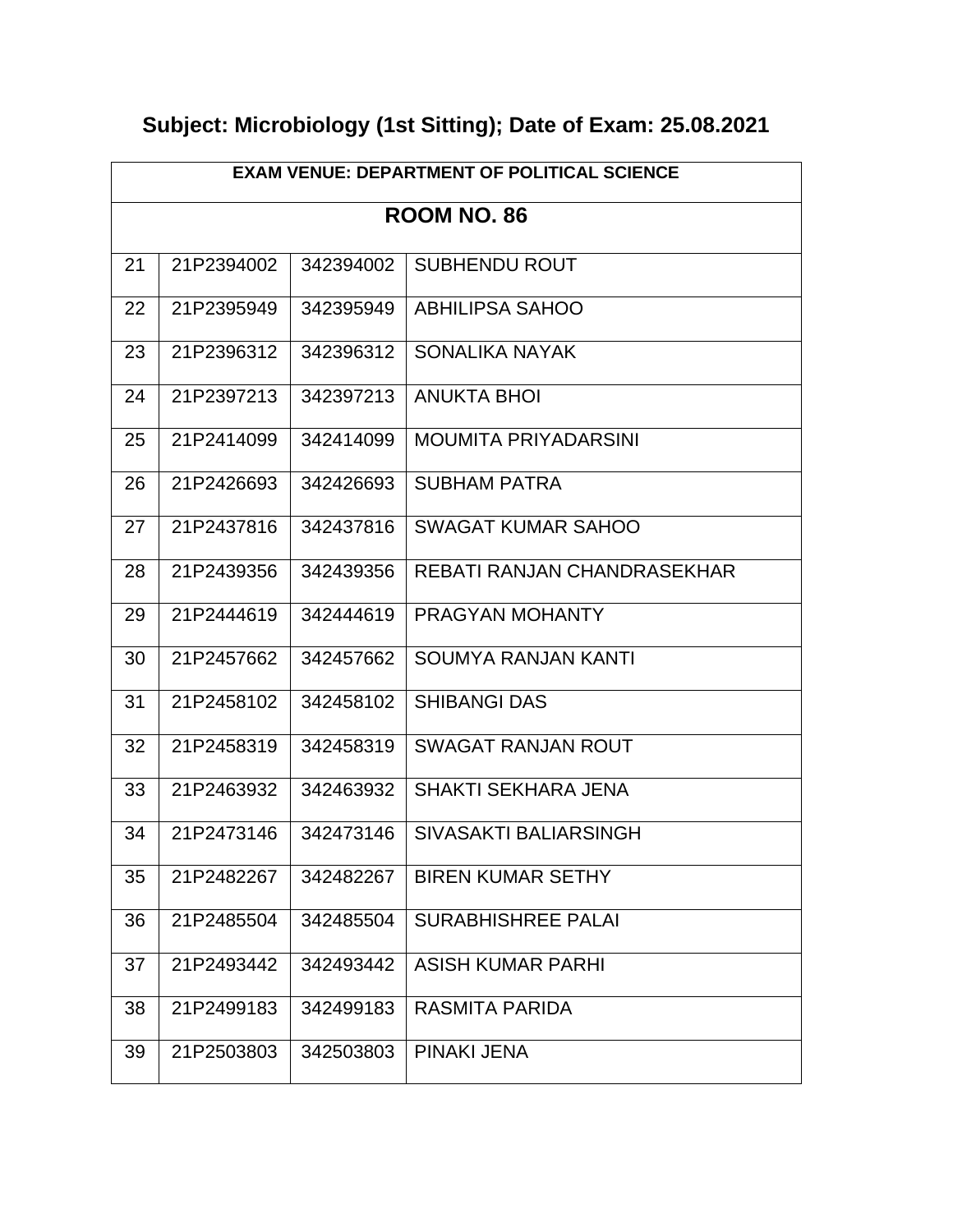## Subject: Microbiology (1st Sitting); Date of Exam: 25.08.2021

| EXAM VENUE: DEPARTMENT OF POLITICAL SCIENCE | | | |
|---|---|---|---|
| **ROOM NO. 86** | | | |
| 21 | 21P2394002 | 342394002 | SUBHENDU ROUT |
| 22 | 21P2395949 | 342395949 | ABHILIPSA SAHOO |
| 23 | 21P2396312 | 342396312 | SONALIKA NAYAK |
| 24 | 21P2397213 | 342397213 | ANUKTA BHOI |
| 25 | 21P2414099 | 342414099 | MOUMITA PRIYADARSINI |
| 26 | 21P2426693 | 342426693 | SUBHAM PATRA |
| 27 | 21P2437816 | 342437816 | SWAGAT KUMAR SAHOO |
| 28 | 21P2439356 | 342439356 | REBATI RANJAN CHANDRASEKHAR |
| 29 | 21P2444619 | 342444619 | PRAGYAN MOHANTY |
| 30 | 21P2457662 | 342457662 | SOUMYA RANJAN KANTI |
| 31 | 21P2458102 | 342458102 | SHIBANGI DAS |
| 32 | 21P2458319 | 342458319 | SWAGAT RANJAN ROUT |
| 33 | 21P2463932 | 342463932 | SHAKTI SEKHARA JENA |
| 34 | 21P2473146 | 342473146 | SIVASAKTI BALIARSINGH |
| 35 | 21P2482267 | 342482267 | BIREN KUMAR SETHY |
| 36 | 21P2485504 | 342485504 | SURABHISHREE PALAI |
| 37 | 21P2493442 | 342493442 | ASISH KUMAR PARHI |
| 38 | 21P2499183 | 342499183 | RASMITA PARIDA |
| 39 | 21P2503803 | 342503803 | PINAKI JENA |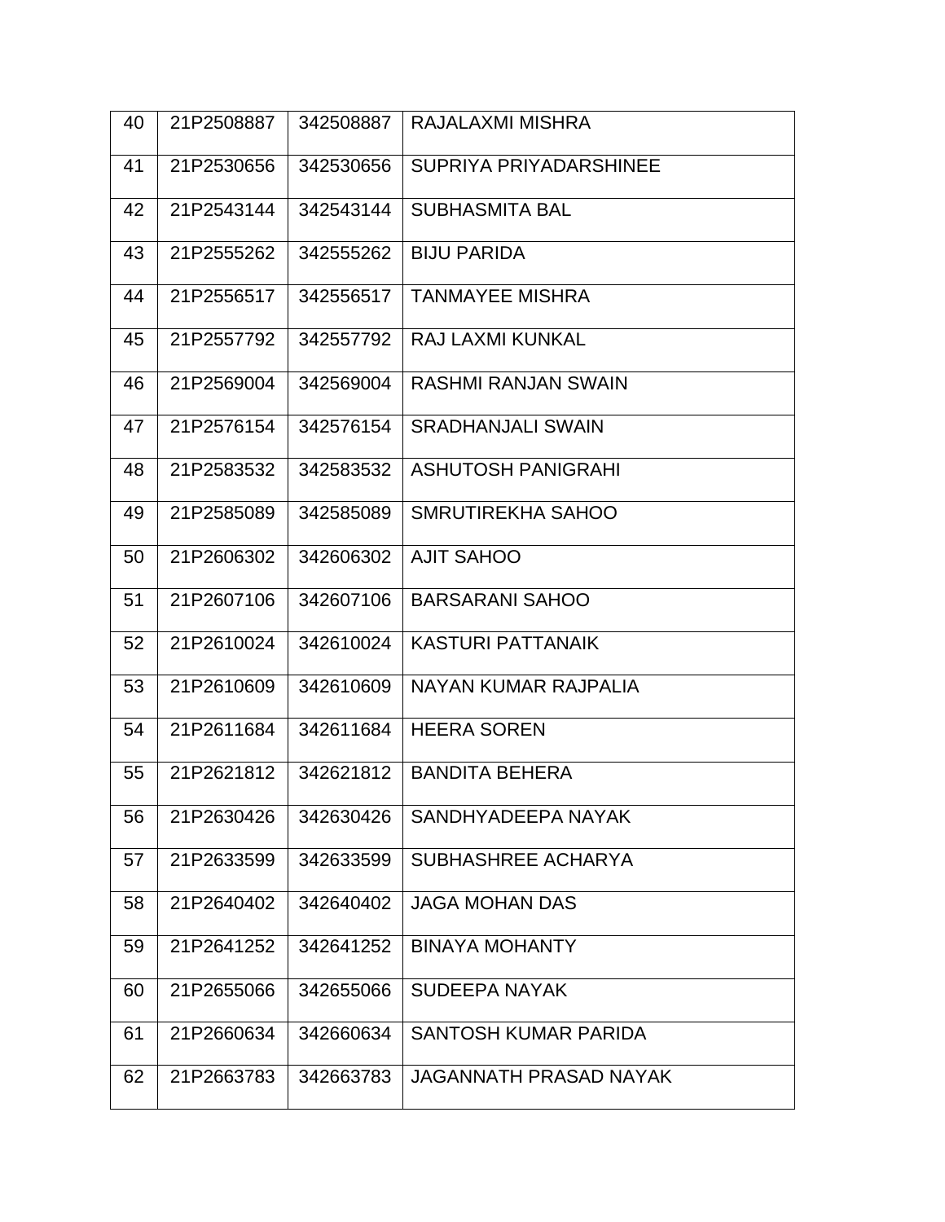| 40 | 21P2508887 | 342508887 | RAJALAXMI MISHRA |
|---|---|---|---|
| 41 | 21P2530656 | 342530656 | SUPRIYA PRIYADARSHINEE |
| 42 | 21P2543144 | 342543144 | SUBHASMITA BAL |
| 43 | 21P2555262 | 342555262 | BIJU PARIDA |
| 44 | 21P2556517 | 342556517 | TANMAYEE MISHRA |
| 45 | 21P2557792 | 342557792 | RAJ LAXMI KUNKAL |
| 46 | 21P2569004 | 342569004 | RASHMI RANJAN SWAIN |
| 47 | 21P2576154 | 342576154 | SRADHANJALI SWAIN |
| 48 | 21P2583532 | 342583532 | ASHUTOSH PANIGRAHI |
| 49 | 21P2585089 | 342585089 | SMRUTIREKHA SAHOO |
| 50 | 21P2606302 | 342606302 | AJIT SAHOO |
| 51 | 21P2607106 | 342607106 | BARSARANI SAHOO |
| 52 | 21P2610024 | 342610024 | KASTURI PATTANAIK |
| 53 | 21P2610609 | 342610609 | NAYAN KUMAR RAJPALIA |
| 54 | 21P2611684 | 342611684 | HEERA SOREN |
| 55 | 21P2621812 | 342621812 | BANDITA BEHERA |
| 56 | 21P2630426 | 342630426 | SANDHYADEEPA NAYAK |
| 57 | 21P2633599 | 342633599 | SUBHASHREE ACHARYA |
| 58 | 21P2640402 | 342640402 | JAGA MOHAN DAS |
| 59 | 21P2641252 | 342641252 | BINAYA MOHANTY |
| 60 | 21P2655066 | 342655066 | SUDEEPA NAYAK |
| 61 | 21P2660634 | 342660634 | SANTOSH KUMAR PARIDA |
| 62 | 21P2663783 | 342663783 | JAGANNATH PRASAD NAYAK |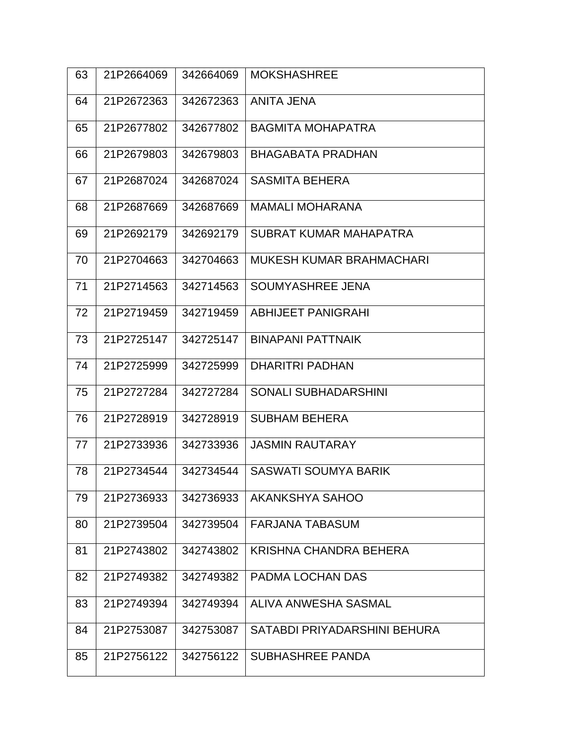| | | | |
|---|---|---|---|
| 63 | 21P2664069 | 342664069 | MOKSHASHREE |
| 64 | 21P2672363 | 342672363 | ANITA JENA |
| 65 | 21P2677802 | 342677802 | BAGMITA MOHAPATRA |
| 66 | 21P2679803 | 342679803 | BHAGABATA PRADHAN |
| 67 | 21P2687024 | 342687024 | SASMITA BEHERA |
| 68 | 21P2687669 | 342687669 | MAMALI MOHARANA |
| 69 | 21P2692179 | 342692179 | SUBRAT KUMAR MAHAPATRA |
| 70 | 21P2704663 | 342704663 | MUKESH KUMAR BRAHMACHARI |
| 71 | 21P2714563 | 342714563 | SOUMYASHREE JENA |
| 72 | 21P2719459 | 342719459 | ABHIJEET PANIGRAHI |
| 73 | 21P2725147 | 342725147 | BINAPANI PATTNAIK |
| 74 | 21P2725999 | 342725999 | DHARITRI PADHAN |
| 75 | 21P2727284 | 342727284 | SONALI SUBHADARSHINI |
| 76 | 21P2728919 | 342728919 | SUBHAM BEHERA |
| 77 | 21P2733936 | 342733936 | JASMIN RAUTARAY |
| 78 | 21P2734544 | 342734544 | SASWATI SOUMYA BARIK |
| 79 | 21P2736933 | 342736933 | AKANKSHYA SAHOO |
| 80 | 21P2739504 | 342739504 | FARJANA TABASUM |
| 81 | 21P2743802 | 342743802 | KRISHNA CHANDRA BEHERA |
| 82 | 21P2749382 | 342749382 | PADMA LOCHAN DAS |
| 83 | 21P2749394 | 342749394 | ALIVA ANWESHA SASMAL |
| 84 | 21P2753087 | 342753087 | SATABDI PRIYADARSHINI BEHURA |
| 85 | 21P2756122 | 342756122 | SUBHASHREE PANDA |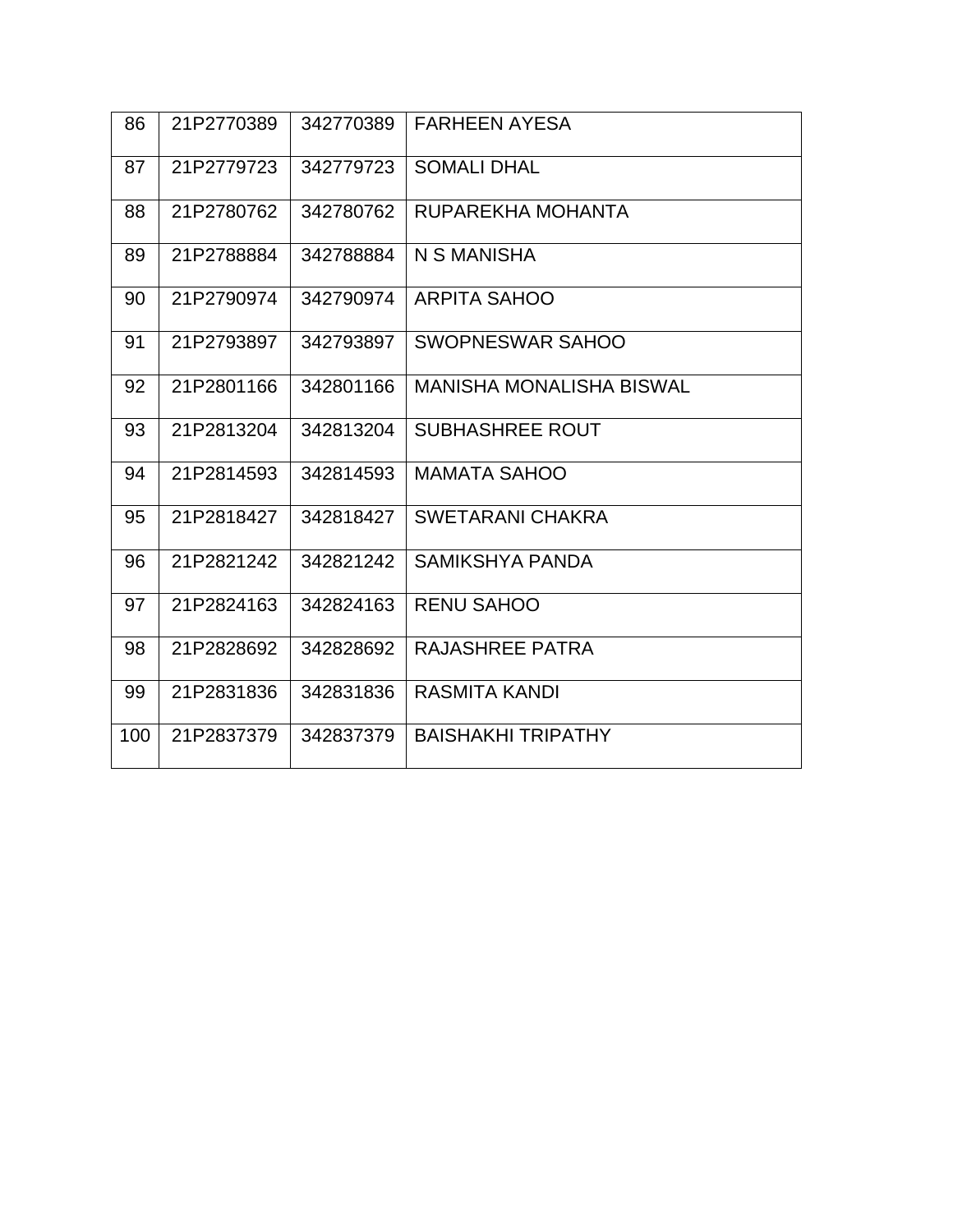| 86 | 21P2770389 | 342770389 | FARHEEN AYESA |
|---|---|---|---|
| 87 | 21P2779723 | 342779723 | SOMALI DHAL |
| 88 | 21P2780762 | 342780762 | RUPAREKHA MOHANTA |
| 89 | 21P2788884 | 342788884 | N S MANISHA |
| 90 | 21P2790974 | 342790974 | ARPITA SAHOO |
| 91 | 21P2793897 | 342793897 | SWOPNESWAR SAHOO |
| 92 | 21P2801166 | 342801166 | MANISHA MONALISHA BISWAL |
| 93 | 21P2813204 | 342813204 | SUBHASHREE ROUT |
| 94 | 21P2814593 | 342814593 | MAMATA SAHOO |
| 95 | 21P2818427 | 342818427 | SWETARANI CHAKRA |
| 96 | 21P2821242 | 342821242 | SAMIKSHYA PANDA |
| 97 | 21P2824163 | 342824163 | RENU SAHOO |
| 98 | 21P2828692 | 342828692 | RAJASHREE PATRA |
| 99 | 21P2831836 | 342831836 | RASMITA KANDI |
| 100 | 21P2837379 | 342837379 | BAISHAKHI TRIPATHY |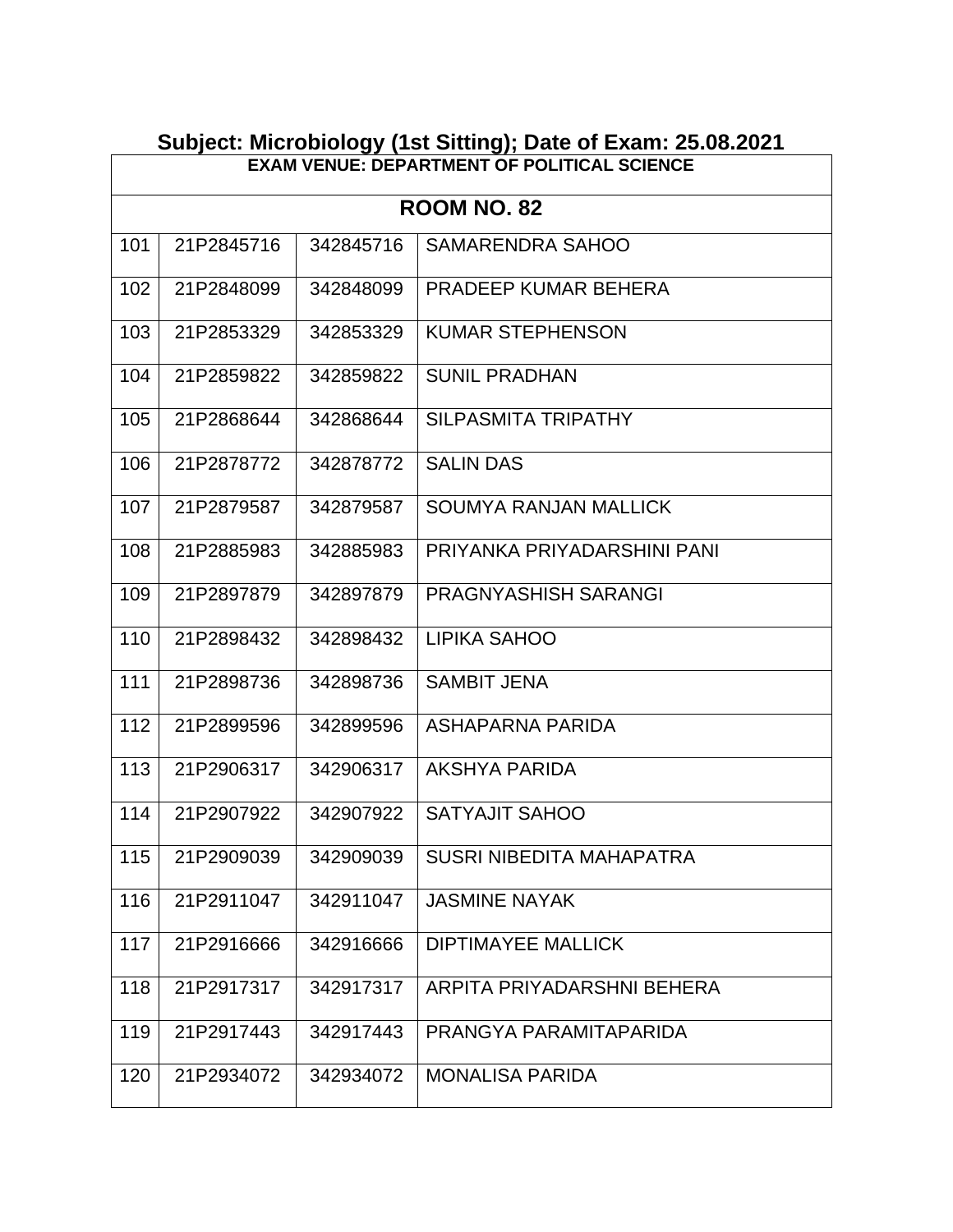## Subject: Microbiology (1st Sitting); Date of Exam: 25.08.2021

| EXAM VENUE: DEPARTMENT OF POLITICAL SCIENCE | | | |
|---|---|---|---|
| **ROOM NO. 82** | | | |
| 101 | 21P2845716 | 342845716 | SAMARENDRA SAHOO |
| 102 | 21P2848099 | 342848099 | PRADEEP KUMAR BEHERA |
| 103 | 21P2853329 | 342853329 | KUMAR STEPHENSON |
| 104 | 21P2859822 | 342859822 | SUNIL PRADHAN |
| 105 | 21P2868644 | 342868644 | SILPASMITA TRIPATHY |
| 106 | 21P2878772 | 342878772 | SALIN DAS |
| 107 | 21P2879587 | 342879587 | SOUMYA RANJAN MALLICK |
| 108 | 21P2885983 | 342885983 | PRIYANKA PRIYADARSHINI PANI |
| 109 | 21P2897879 | 342897879 | PRAGNYASHISH SARANGI |
| 110 | 21P2898432 | 342898432 | LIPIKA SAHOO |
| 111 | 21P2898736 | 342898736 | SAMBIT JENA |
| 112 | 21P2899596 | 342899596 | ASHAPARNA PARIDA |
| 113 | 21P2906317 | 342906317 | AKSHYA PARIDA |
| 114 | 21P2907922 | 342907922 | SATYAJIT SAHOO |
| 115 | 21P2909039 | 342909039 | SUSRI NIBEDITA MAHAPATRA |
| 116 | 21P2911047 | 342911047 | JASMINE NAYAK |
| 117 | 21P2916666 | 342916666 | DIPTIMAYEE MALLICK |
| 118 | 21P2917317 | 342917317 | ARPITA PRIYADARSHNI BEHERA |
| 119 | 21P2917443 | 342917443 | PRANGYA PARAMITAPARIDA |
| 120 | 21P2934072 | 342934072 | MONALISA PARIDA |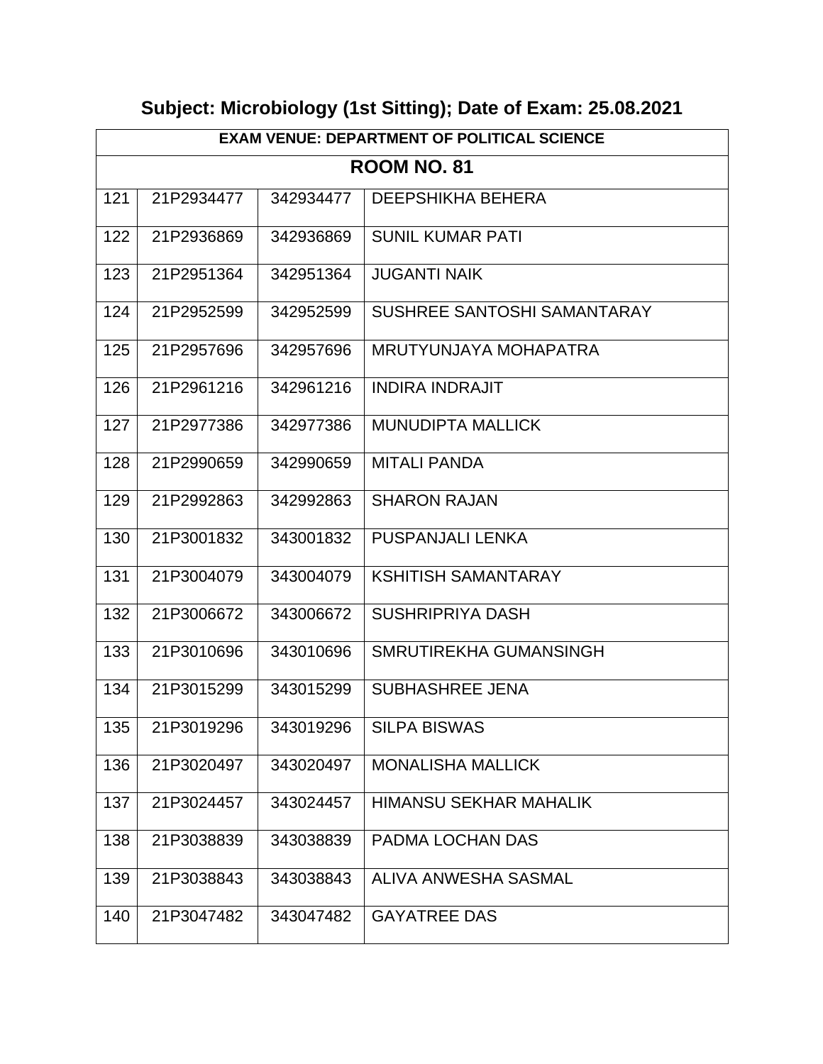# Subject: Microbiology (1st Sitting); Date of Exam: 25.08.2021

| **EXAM VENUE: DEPARTMENT OF POLITICAL SCIENCE** | | | |
|---|---|---|---|
| **ROOM NO. 81** | | | |
| 121 | 21P2934477 | 342934477 | DEEPSHIKHA BEHERA |
| 122 | 21P2936869 | 342936869 | SUNIL KUMAR PATI |
| 123 | 21P2951364 | 342951364 | JUGANTI NAIK |
| 124 | 21P2952599 | 342952599 | SUSHREE SANTOSHI SAMANTARAY |
| 125 | 21P2957696 | 342957696 | MRUTYUNJAYA MOHAPATRA |
| 126 | 21P2961216 | 342961216 | INDIRA INDRAJIT |
| 127 | 21P2977386 | 342977386 | MUNUDIPTA MALLICK |
| 128 | 21P2990659 | 342990659 | MITALI PANDA |
| 129 | 21P2992863 | 342992863 | SHARON RAJAN |
| 130 | 21P3001832 | 343001832 | PUSPANJALI LENKA |
| 131 | 21P3004079 | 343004079 | KSHITISH SAMANTARAY |
| 132 | 21P3006672 | 343006672 | SUSHRIPRIYA DASH |
| 133 | 21P3010696 | 343010696 | SMRUTIREKHA GUMANSINGH |
| 134 | 21P3015299 | 343015299 | SUBHASHREE JENA |
| 135 | 21P3019296 | 343019296 | SILPA BISWAS |
| 136 | 21P3020497 | 343020497 | MONALISHA MALLICK |
| 137 | 21P3024457 | 343024457 | HIMANSU SEKHAR MAHALIK |
| 138 | 21P3038839 | 343038839 | PADMA LOCHAN DAS |
| 139 | 21P3038843 | 343038843 | ALIVA ANWESHA SASMAL |
| 140 | 21P3047482 | 343047482 | GAYATREE DAS |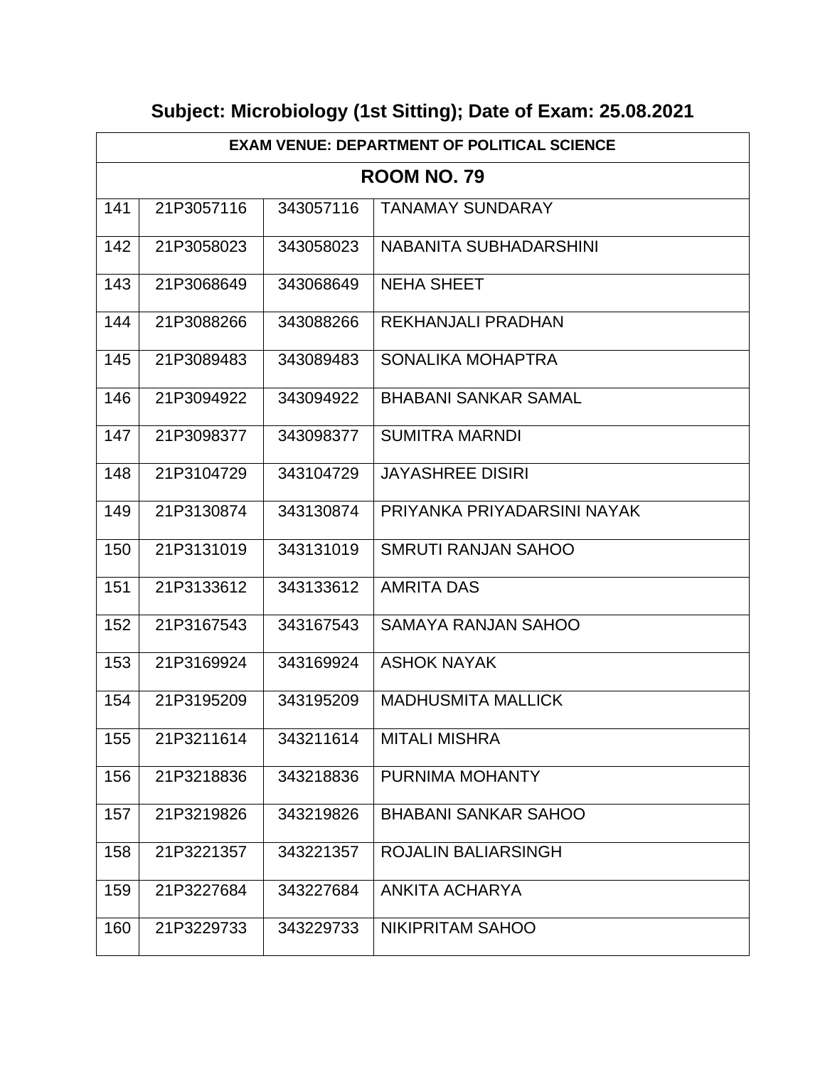## Subject: Microbiology (1st Sitting); Date of Exam: 25.08.2021

| EXAM VENUE: DEPARTMENT OF POLITICAL SCIENCE | | | |
|---|---|---|---|
| **ROOM NO. 79** | | | |
| 141 | 21P3057116 | 343057116 | TANAMAY SUNDARAY |
| 142 | 21P3058023 | 343058023 | NABANITA SUBHADARSHINI |
| 143 | 21P3068649 | 343068649 | NEHA SHEET |
| 144 | 21P3088266 | 343088266 | REKHANJALI PRADHAN |
| 145 | 21P3089483 | 343089483 | SONALIKA MOHAPTRA |
| 146 | 21P3094922 | 343094922 | BHABANI SANKAR SAMAL |
| 147 | 21P3098377 | 343098377 | SUMITRA MARNDI |
| 148 | 21P3104729 | 343104729 | JAYASHREE DISIRI |
| 149 | 21P3130874 | 343130874 | PRIYANKA PRIYADARSINI NAYAK |
| 150 | 21P3131019 | 343131019 | SMRUTI RANJAN SAHOO |
| 151 | 21P3133612 | 343133612 | AMRITA DAS |
| 152 | 21P3167543 | 343167543 | SAMAYA RANJAN SAHOO |
| 153 | 21P3169924 | 343169924 | ASHOK NAYAK |
| 154 | 21P3195209 | 343195209 | MADHUSMITA MALLICK |
| 155 | 21P3211614 | 343211614 | MITALI MISHRA |
| 156 | 21P3218836 | 343218836 | PURNIMA MOHANTY |
| 157 | 21P3219826 | 343219826 | BHABANI SANKAR SAHOO |
| 158 | 21P3221357 | 343221357 | ROJALIN BALIARSINGH |
| 159 | 21P3227684 | 343227684 | ANKITA ACHARYA |
| 160 | 21P3229733 | 343229733 | NIKIPRITAM SAHOO |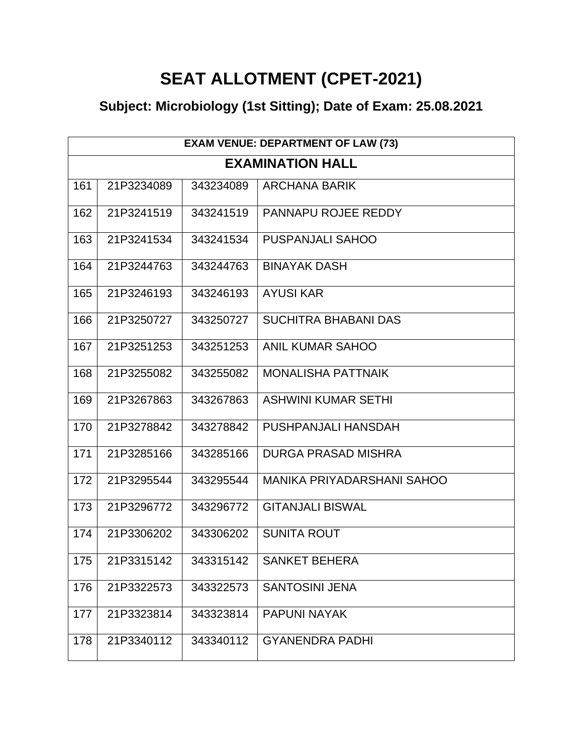# SEAT ALLOTMENT (CPET-2021)

## Subject: Microbiology (1st Sitting); Date of Exam: 25.08.2021

| EXAM VENUE: DEPARTMENT OF LAW (73) | | | |
|---|---|---|---|
| **EXAMINATION HALL** | | | |
| 161 | 21P3234089 | 343234089 | ARCHANA BARIK |
| 162 | 21P3241519 | 343241519 | PANNAPU ROJEE REDDY |
| 163 | 21P3241534 | 343241534 | PUSPANJALI SAHOO |
| 164 | 21P3244763 | 343244763 | BINAYAK DASH |
| 165 | 21P3246193 | 343246193 | AYUSI KAR |
| 166 | 21P3250727 | 343250727 | SUCHITRA BHABANI DAS |
| 167 | 21P3251253 | 343251253 | ANIL KUMAR SAHOO |
| 168 | 21P3255082 | 343255082 | MONALISHA PATTNAIK |
| 169 | 21P3267863 | 343267863 | ASHWINI KUMAR SETHI |
| 170 | 21P3278842 | 343278842 | PUSHPANJALI HANSDAH |
| 171 | 21P3285166 | 343285166 | DURGA PRASAD MISHRA |
| 172 | 21P3295544 | 343295544 | MANIKA PRIYADARSHANI SAHOO |
| 173 | 21P3296772 | 343296772 | GITANJALI BISWAL |
| 174 | 21P3306202 | 343306202 | SUNITA ROUT |
| 175 | 21P3315142 | 343315142 | SANKET BEHERA |
| 176 | 21P3322573 | 343322573 | SANTOSINI JENA |
| 177 | 21P3323814 | 343323814 | PAPUNI NAYAK |
| 178 | 21P3340112 | 343340112 | GYANENDRA PADHI |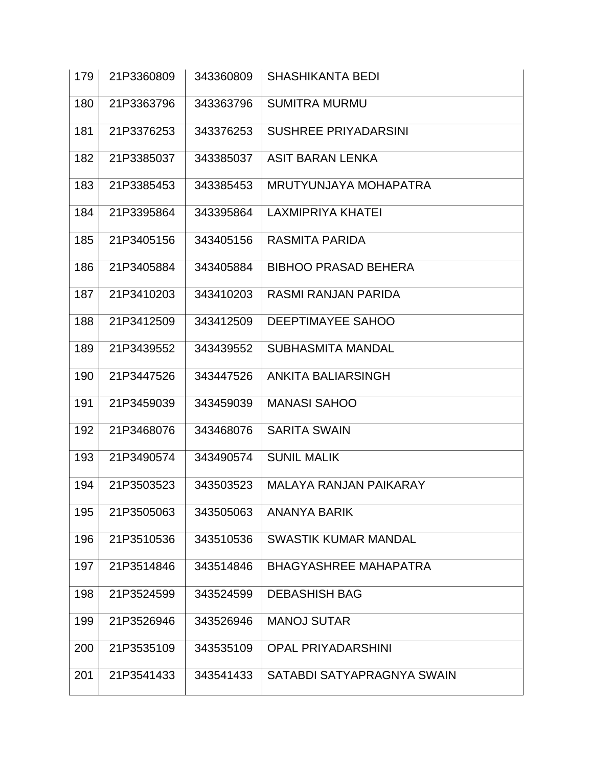| | | | |
|---|---|---|---|
| 179 | 21P3360809 | 343360809 | SHASHIKANTA BEDI |
| 180 | 21P3363796 | 343363796 | SUMITRA MURMU |
| 181 | 21P3376253 | 343376253 | SUSHREE PRIYADARSINI |
| 182 | 21P3385037 | 343385037 | ASIT BARAN LENKA |
| 183 | 21P3385453 | 343385453 | MRUTYUNJAYA MOHAPATRA |
| 184 | 21P3395864 | 343395864 | LAXMIPRIYA KHATEI |
| 185 | 21P3405156 | 343405156 | RASMITA PARIDA |
| 186 | 21P3405884 | 343405884 | BIBHOO PRASAD BEHERA |
| 187 | 21P3410203 | 343410203 | RASMI RANJAN PARIDA |
| 188 | 21P3412509 | 343412509 | DEEPTIMAYEE SAHOO |
| 189 | 21P3439552 | 343439552 | SUBHASMITA MANDAL |
| 190 | 21P3447526 | 343447526 | ANKITA BALIARSINGH |
| 191 | 21P3459039 | 343459039 | MANASI SAHOO |
| 192 | 21P3468076 | 343468076 | SARITA SWAIN |
| 193 | 21P3490574 | 343490574 | SUNIL MALIK |
| 194 | 21P3503523 | 343503523 | MALAYA RANJAN PAIKARAY |
| 195 | 21P3505063 | 343505063 | ANANYA BARIK |
| 196 | 21P3510536 | 343510536 | SWASTIK KUMAR MANDAL |
| 197 | 21P3514846 | 343514846 | BHAGYASHREE MAHAPATRA |
| 198 | 21P3524599 | 343524599 | DEBASHISH BAG |
| 199 | 21P3526946 | 343526946 | MANOJ SUTAR |
| 200 | 21P3535109 | 343535109 | OPAL PRIYADARSHINI |
| 201 | 21P3541433 | 343541433 | SATABDI SATYAPRAGNYA SWAIN |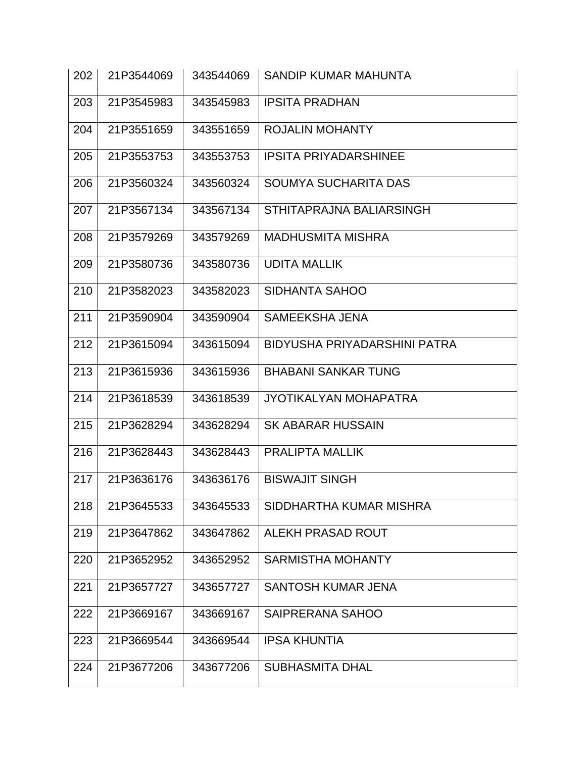| | | | |
|---|---|---|---|
| 202 | 21P3544069 | 343544069 | SANDIP KUMAR MAHUNTA |
| 203 | 21P3545983 | 343545983 | IPSITA PRADHAN |
| 204 | 21P3551659 | 343551659 | ROJALIN MOHANTY |
| 205 | 21P3553753 | 343553753 | IPSITA PRIYADARSHINEE |
| 206 | 21P3560324 | 343560324 | SOUMYA SUCHARITA DAS |
| 207 | 21P3567134 | 343567134 | STHITAPRAJNA BALIARSINGH |
| 208 | 21P3579269 | 343579269 | MADHUSMITA MISHRA |
| 209 | 21P3580736 | 343580736 | UDITA MALLIK |
| 210 | 21P3582023 | 343582023 | SIDHANTA SAHOO |
| 211 | 21P3590904 | 343590904 | SAMEEKSHA JENA |
| 212 | 21P3615094 | 343615094 | BIDYUSHA PRIYADARSHINI PATRA |
| 213 | 21P3615936 | 343615936 | BHABANI SANKAR TUNG |
| 214 | 21P3618539 | 343618539 | JYOTIKALYAN MOHAPATRA |
| 215 | 21P3628294 | 343628294 | SK ABARAR HUSSAIN |
| 216 | 21P3628443 | 343628443 | PRALIPTA MALLIK |
| 217 | 21P3636176 | 343636176 | BISWAJIT SINGH |
| 218 | 21P3645533 | 343645533 | SIDDHARTHA KUMAR MISHRA |
| 219 | 21P3647862 | 343647862 | ALEKH PRASAD ROUT |
| 220 | 21P3652952 | 343652952 | SARMISTHA MOHANTY |
| 221 | 21P3657727 | 343657727 | SANTOSH KUMAR JENA |
| 222 | 21P3669167 | 343669167 | SAIPRERANA SAHOO |
| 223 | 21P3669544 | 343669544 | IPSA KHUNTIA |
| 224 | 21P3677206 | 343677206 | SUBHASMITA DHAL |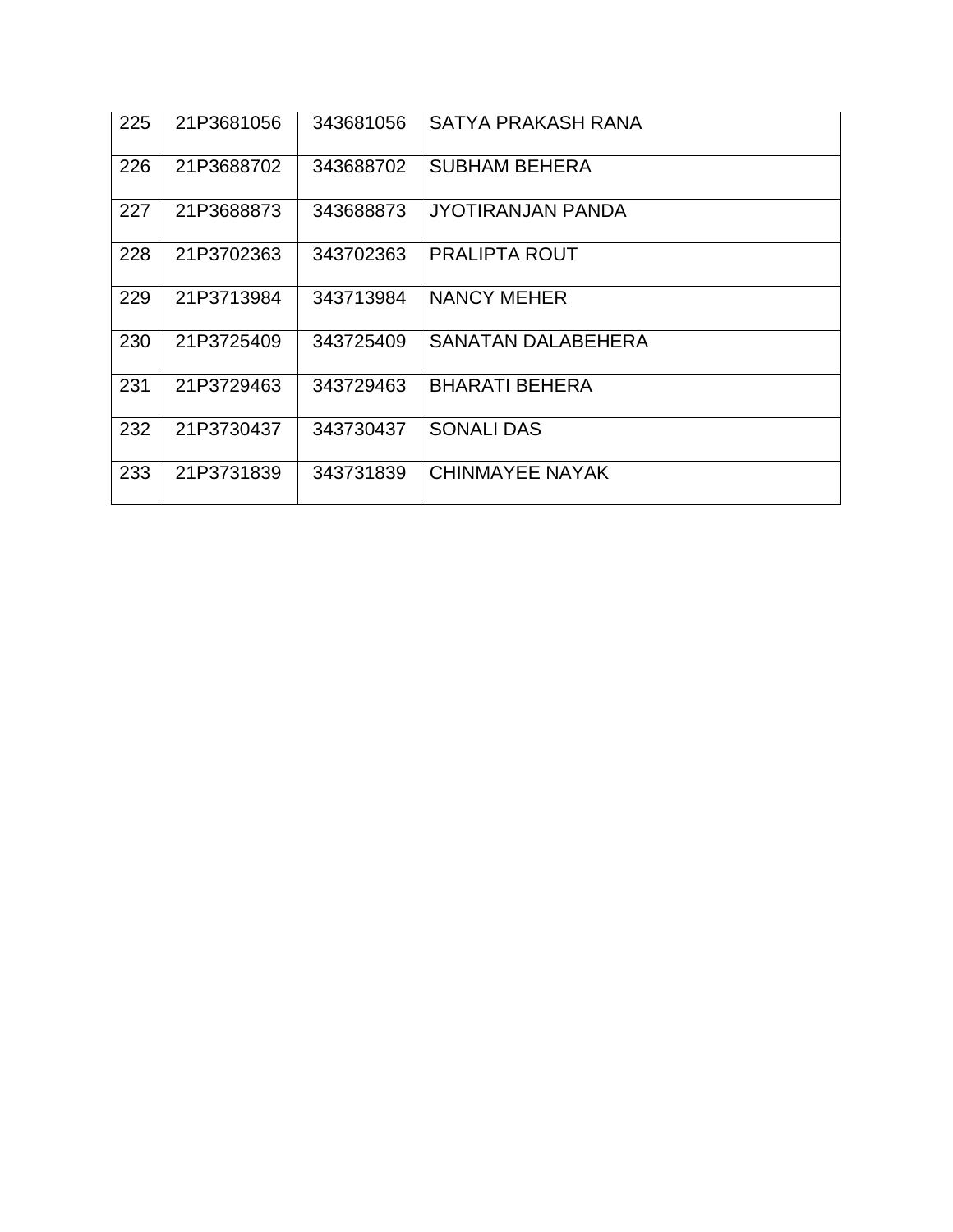| | | | |
|---|---|---|---|
| 225 | 21P3681056 | 343681056 | SATYA PRAKASH RANA |
| 226 | 21P3688702 | 343688702 | SUBHAM BEHERA |
| 227 | 21P3688873 | 343688873 | JYOTIRANJAN PANDA |
| 228 | 21P3702363 | 343702363 | PRALIPTA ROUT |
| 229 | 21P3713984 | 343713984 | NANCY MEHER |
| 230 | 21P3725409 | 343725409 | SANATAN DALABEHERA |
| 231 | 21P3729463 | 343729463 | BHARATI BEHERA |
| 232 | 21P3730437 | 343730437 | SONALI DAS |
| 233 | 21P3731839 | 343731839 | CHINMAYEE NAYAK |